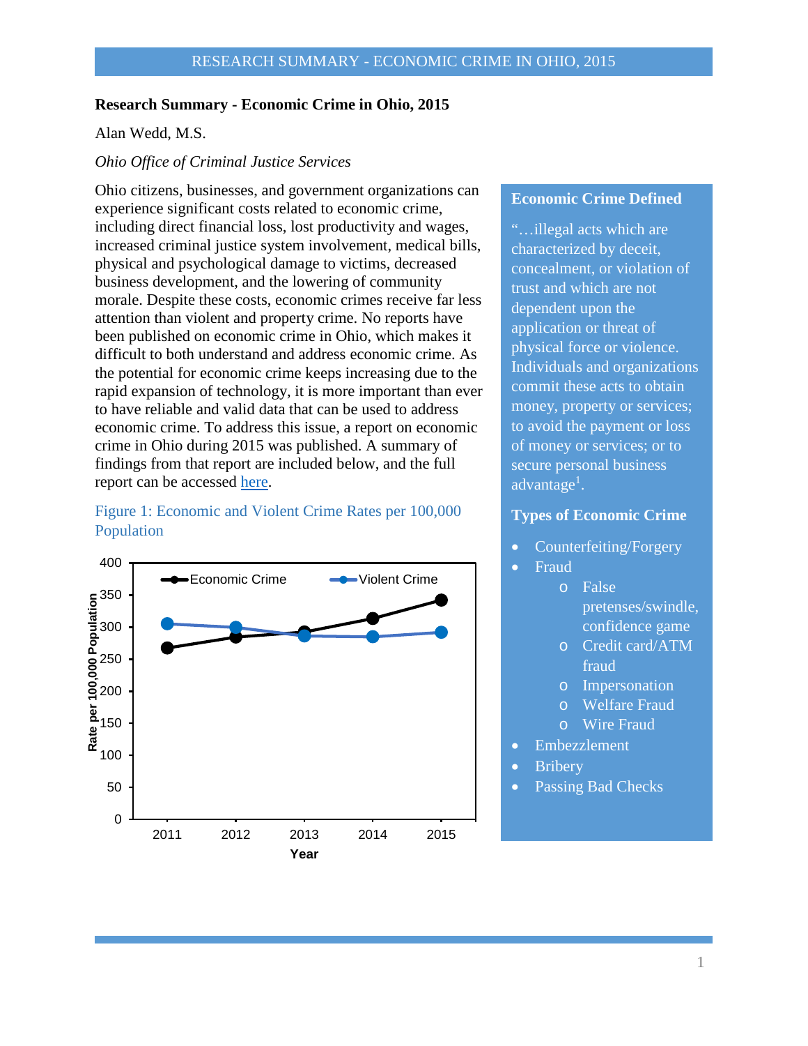# Research Summary - Economic Crime in Ohio, 2015

Alan Wedd, M.S.

*Ohio Office of Criminal Justice Services*

Ohio citizens, businesses, and government organizations can experience significant costs related to economic crime, including direct financial loss, lost productivity and wages, increased criminal justice system involvement, medical bills, physical and psychological damage to victims, decreased business development, and the lowering of community morale. Despite these costs, economic crimes receive far less attention than violent and property crime. No reports have been published on economic crime in Ohio, which makes it difficult to both understand and address economic crime. As the potential for economic crime keeps increasing due to the rapid expansion of technology, it is more important than ever to have reliable and valid data that can be used to address economic crime. To address this issue, a report on economic crime in Ohio during 2015 was published. A summary of findings from that report are included below, and the full report can be accessed here.

Figure 1: Economic and Violent Crime Rates per 100,000 Population

| Year | Economic Crime | Violent Crime |
|---|---|---|
| 2011 | ~267 | ~305 |
| 2012 | ~285 | ~300 |
| 2013 | ~292 | ~286 |
| 2014 | ~313 | ~285 |
| 2015 | ~342 | ~292 |

### Economic Crime Defined

"…illegal acts which are characterized by deceit, concealment, or violation of trust and which are not dependent upon the application or threat of physical force or violence. Individuals and organizations commit these acts to obtain money, property or services; to avoid the payment or loss of money or services; or to secure personal business advantage[1].

### Types of Economic Crime

- Counterfeiting/Forgery
- Fraud
  - False pretenses/swindle, confidence game
  - Credit card/ATM fraud
  - Impersonation
  - Welfare Fraud
  - Wire Fraud
- Embezzlement
- Bribery
- Passing Bad Checks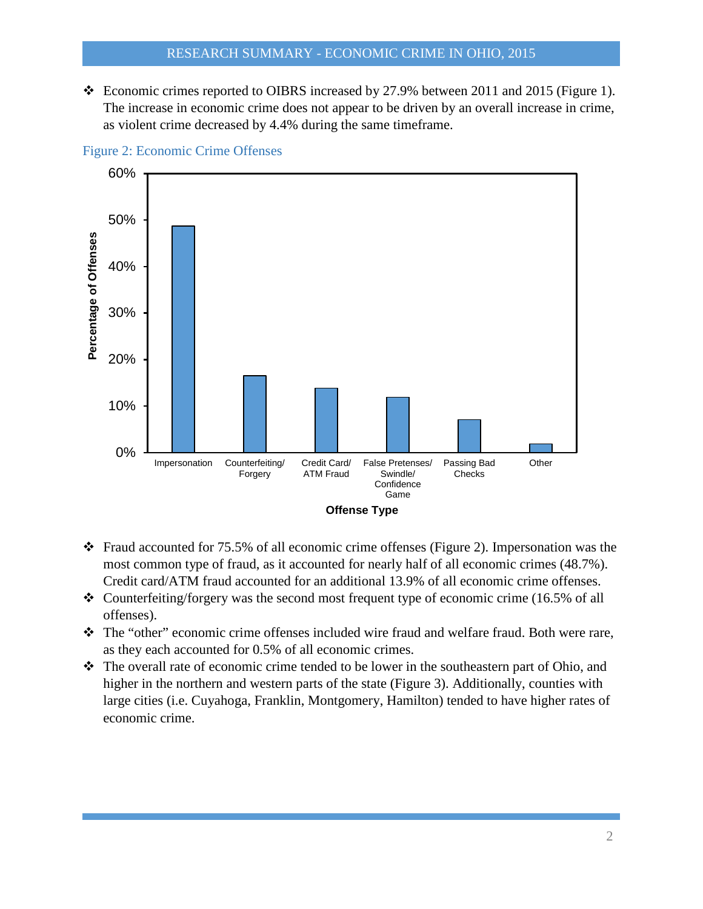- Economic crimes reported to OIBRS increased by 27.9% between 2011 and 2015 (Figure 1). The increase in economic crime does not appear to be driven by an overall increase in crime, as violent crime decreased by 4.4% during the same timeframe.

Figure 2: Economic Crime Offenses

| Offense Type | Percentage of Offenses |
| --- | --- |
| Impersonation | 48.7% |
| Counterfeiting/ Forgery | 16.5% |
| Credit Card/ ATM Fraud | 13.9% |
| False Pretenses/ Swindle/ Confidence Game | ~12% |
| Passing Bad Checks | ~7% |
| Other | ~2% |

- Fraud accounted for 75.5% of all economic crime offenses (Figure 2). Impersonation was the most common type of fraud, as it accounted for nearly half of all economic crimes (48.7%). Credit card/ATM fraud accounted for an additional 13.9% of all economic crime offenses.
- Counterfeiting/forgery was the second most frequent type of economic crime (16.5% of all offenses).
- The "other" economic crime offenses included wire fraud and welfare fraud. Both were rare, as they each accounted for 0.5% of all economic crimes.
- The overall rate of economic crime tended to be lower in the southeastern part of Ohio, and higher in the northern and western parts of the state (Figure 3). Additionally, counties with large cities (i.e. Cuyahoga, Franklin, Montgomery, Hamilton) tended to have higher rates of economic crime.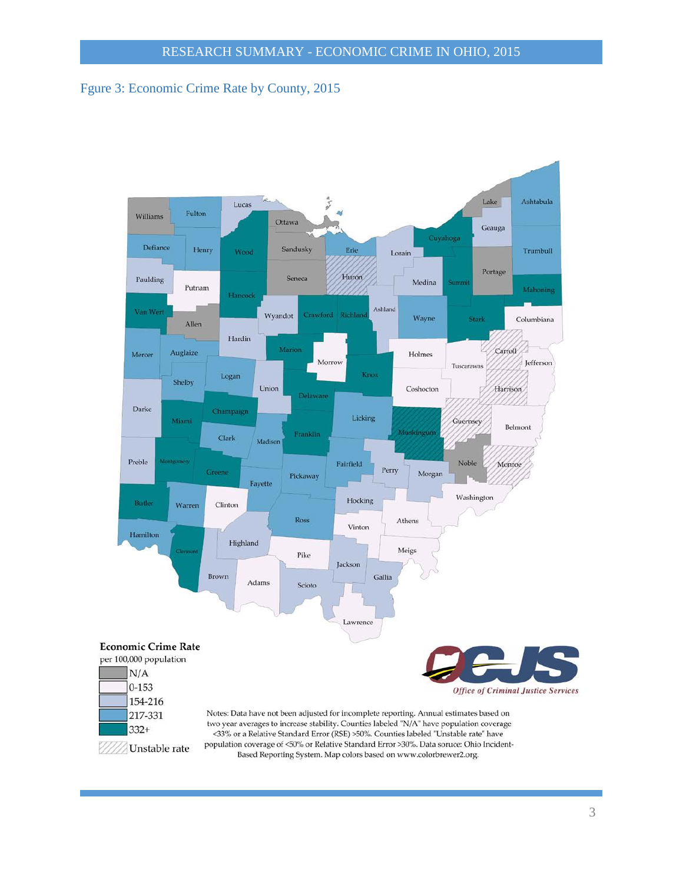Fgure 3: Economic Crime Rate by County, 2015

**Economic Crime Rate**
per 100,000 population

- N/A
- 0-153
- 154-216
- 217-331
- 332+
- Unstable rate

Notes: Data have not been adjusted for incomplete reporting. Annual estimates based on two year averages to increase stability. Counties labeled "N/A" have population coverage <33% or a Relative Standard Error (RSE) >50%. Counties labeled "Unstable rate" have population coverage of <50% or Relative Standard Error >30%. Data soruce: Ohio Incident-Based Reporting System. Map colors based on www.colorbrewer2.org.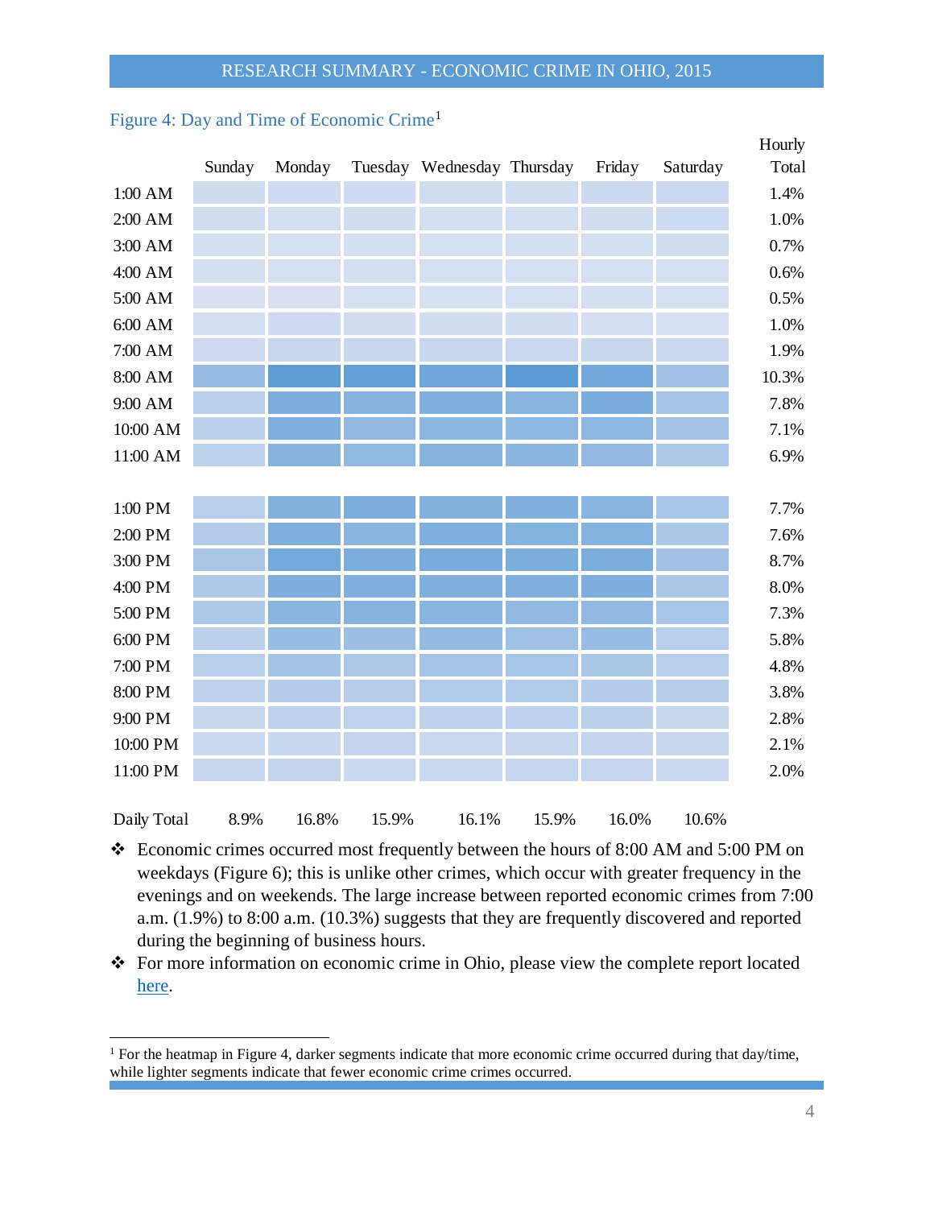Figure 4: Day and Time of Economic Crime[1]

Sunday Monday Tuesday Wednesday Thursday Friday Saturday Hourly Total

1:00 AM 1.4%
2:00 AM 1.0%
3:00 AM 0.7%
4:00 AM 0.6%
5:00 AM 0.5%
6:00 AM 1.0%
7:00 AM 1.9%
8:00 AM 10.3%
9:00 AM 7.8%
10:00 AM 7.1%
11:00 AM 6.9%

1:00 PM 7.7%
2:00 PM 7.6%
3:00 PM 8.7%
4:00 PM 8.0%
5:00 PM 7.3%
6:00 PM 5.8%
7:00 PM 4.8%
8:00 PM 3.8%
9:00 PM 2.8%
10:00 PM 2.1%
11:00 PM 2.0%

Daily Total 8.9% 16.8% 15.9% 16.1% 15.9% 16.0% 10.6%

- Economic crimes occurred most frequently between the hours of 8:00 AM and 5:00 PM on weekdays (Figure 6); this is unlike other crimes, which occur with greater frequency in the evenings and on weekends. The large increase between reported economic crimes from 7:00 a.m. (1.9%) to 8:00 a.m. (10.3%) suggests that they are frequently discovered and reported during the beginning of business hours.
- For more information on economic crime in Ohio, please view the complete report located here.

[1] For the heatmap in Figure 4, darker segments indicate that more economic crime occurred during that day/time, while lighter segments indicate that fewer economic crime crimes occurred.